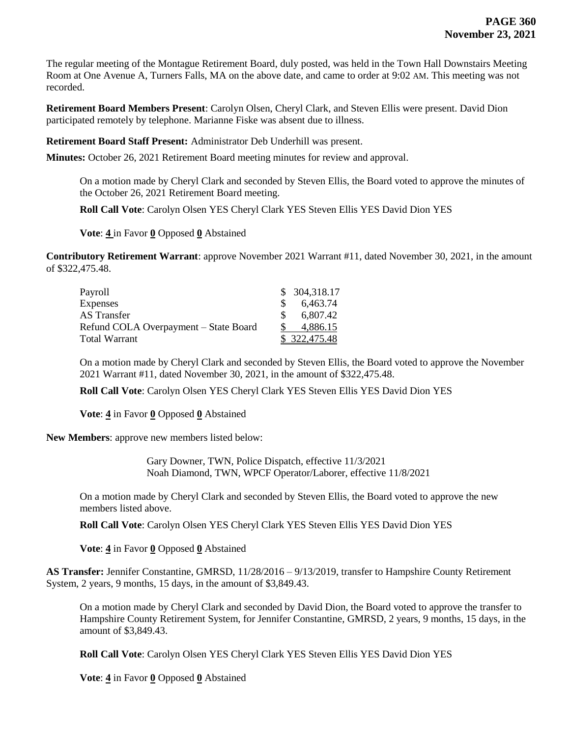The regular meeting of the Montague Retirement Board, duly posted, was held in the Town Hall Downstairs Meeting Room at One Avenue A, Turners Falls, MA on the above date, and came to order at 9:02 AM. This meeting was not recorded.

**Retirement Board Members Present**: Carolyn Olsen, Cheryl Clark, and Steven Ellis were present. David Dion participated remotely by telephone. Marianne Fiske was absent due to illness.

**Retirement Board Staff Present:** Administrator Deb Underhill was present.

**Minutes:** October 26, 2021 Retirement Board meeting minutes for review and approval.

On a motion made by Cheryl Clark and seconded by Steven Ellis, the Board voted to approve the minutes of the October 26, 2021 Retirement Board meeting.

**Roll Call Vote**: Carolyn Olsen YES Cheryl Clark YES Steven Ellis YES David Dion YES

**Vote**: **4** in Favor **0** Opposed **0** Abstained

**Contributory Retirement Warrant**: approve November 2021 Warrant #11, dated November 30, 2021, in the amount of $322,475.48.

| | |
|---|---|
| Payroll | $ 304,318.17 |
| Expenses | $ 6,463.74 |
| AS Transfer | $ 6,807.42 |
| Refund COLA Overpayment – State Board | $ 4,886.15 |
| Total Warrant | $ 322,475.48 |

On a motion made by Cheryl Clark and seconded by Steven Ellis, the Board voted to approve the November 2021 Warrant #11, dated November 30, 2021, in the amount of $322,475.48.

**Roll Call Vote**: Carolyn Olsen YES Cheryl Clark YES Steven Ellis YES David Dion YES

**Vote**: **4** in Favor **0** Opposed **0** Abstained

**New Members**: approve new members listed below:

Gary Downer, TWN, Police Dispatch, effective 11/3/2021
Noah Diamond, TWN, WPCF Operator/Laborer, effective 11/8/2021

On a motion made by Cheryl Clark and seconded by Steven Ellis, the Board voted to approve the new members listed above.

**Roll Call Vote**: Carolyn Olsen YES Cheryl Clark YES Steven Ellis YES David Dion YES

**Vote**: **4** in Favor **0** Opposed **0** Abstained

**AS Transfer:** Jennifer Constantine, GMRSD, 11/28/2016 – 9/13/2019, transfer to Hampshire County Retirement System, 2 years, 9 months, 15 days, in the amount of $3,849.43.

On a motion made by Cheryl Clark and seconded by David Dion, the Board voted to approve the transfer to Hampshire County Retirement System, for Jennifer Constantine, GMRSD, 2 years, 9 months, 15 days, in the amount of $3,849.43.

**Roll Call Vote**: Carolyn Olsen YES Cheryl Clark YES Steven Ellis YES David Dion YES

**Vote**: **4** in Favor **0** Opposed **0** Abstained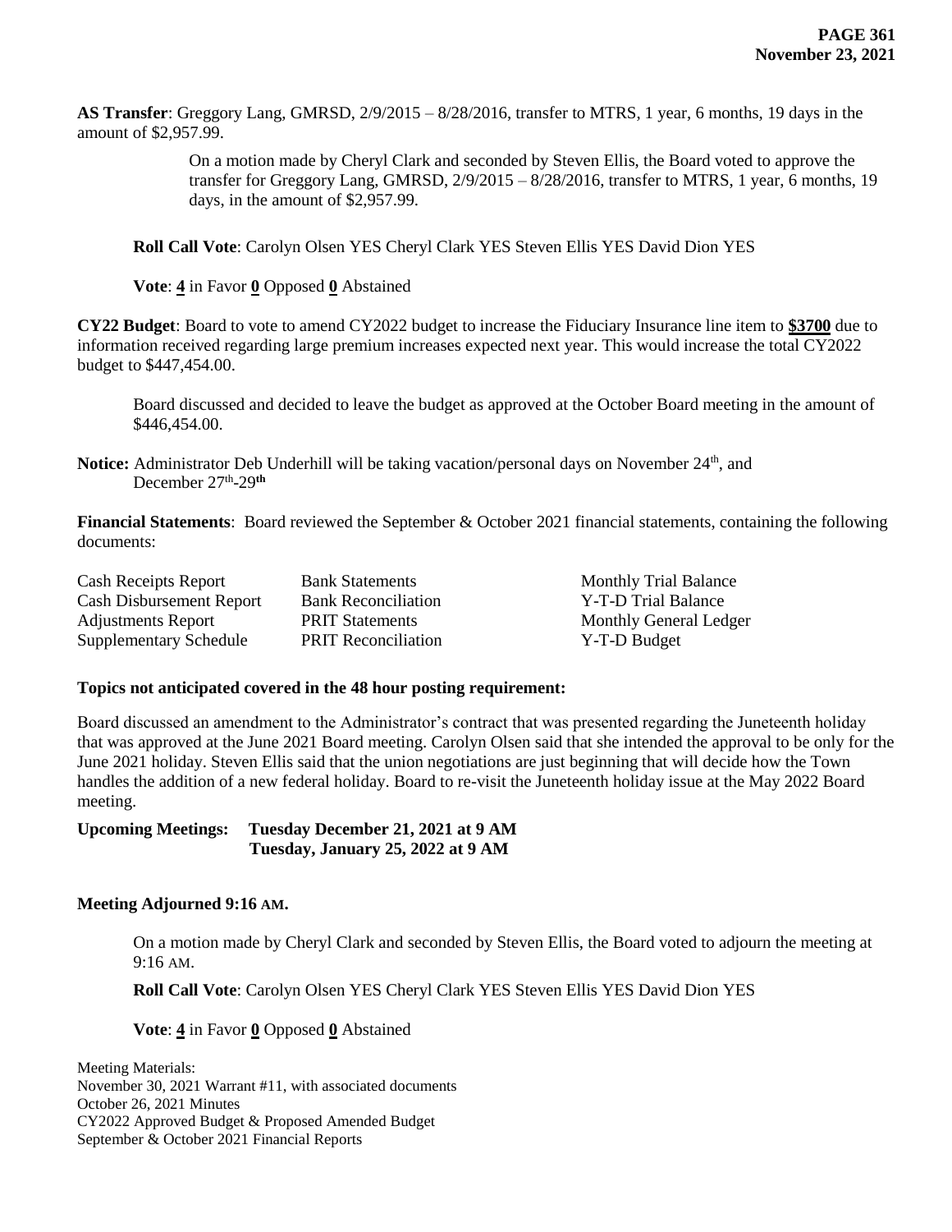**AS Transfer**: Greggory Lang, GMRSD, 2/9/2015 – 8/28/2016, transfer to MTRS, 1 year, 6 months, 19 days in the amount of $2,957.99.

> On a motion made by Cheryl Clark and seconded by Steven Ellis, the Board voted to approve the transfer for Greggory Lang, GMRSD, 2/9/2015 – 8/28/2016, transfer to MTRS, 1 year, 6 months, 19 days, in the amount of $2,957.99.

**Roll Call Vote**: Carolyn Olsen YES Cheryl Clark YES Steven Ellis YES David Dion YES

**Vote**: **4** in Favor **0** Opposed **0** Abstained

**CY22 Budget**: Board to vote to amend CY2022 budget to increase the Fiduciary Insurance line item to **$3700** due to information received regarding large premium increases expected next year. This would increase the total CY2022 budget to $447,454.00.

> Board discussed and decided to leave the budget as approved at the October Board meeting in the amount of $446,454.00.

**Notice:** Administrator Deb Underhill will be taking vacation/personal days on November 24th, and December 27th-29th

**Financial Statements**: Board reviewed the September & October 2021 financial statements, containing the following documents:

| | | |
|---|---|---|
| Cash Receipts Report | Bank Statements | Monthly Trial Balance |
| Cash Disbursement Report | Bank Reconciliation | Y-T-D Trial Balance |
| Adjustments Report | PRIT Statements | Monthly General Ledger |
| Supplementary Schedule | PRIT Reconciliation | Y-T-D Budget |

**Topics not anticipated covered in the 48 hour posting requirement:**

Board discussed an amendment to the Administrator's contract that was presented regarding the Juneteenth holiday that was approved at the June 2021 Board meeting. Carolyn Olsen said that she intended the approval to be only for the June 2021 holiday. Steven Ellis said that the union negotiations are just beginning that will decide how the Town handles the addition of a new federal holiday. Board to re-visit the Juneteenth holiday issue at the May 2022 Board meeting.

**Upcoming Meetings: Tuesday December 21, 2021 at 9 AM**
**Tuesday, January 25, 2022 at 9 AM**

**Meeting Adjourned 9:16 AM.**

> On a motion made by Cheryl Clark and seconded by Steven Ellis, the Board voted to adjourn the meeting at 9:16 AM.

**Roll Call Vote**: Carolyn Olsen YES Cheryl Clark YES Steven Ellis YES David Dion YES

**Vote**: **4** in Favor **0** Opposed **0** Abstained

Meeting Materials:
November 30, 2021 Warrant #11, with associated documents
October 26, 2021 Minutes
CY2022 Approved Budget & Proposed Amended Budget
September & October 2021 Financial Reports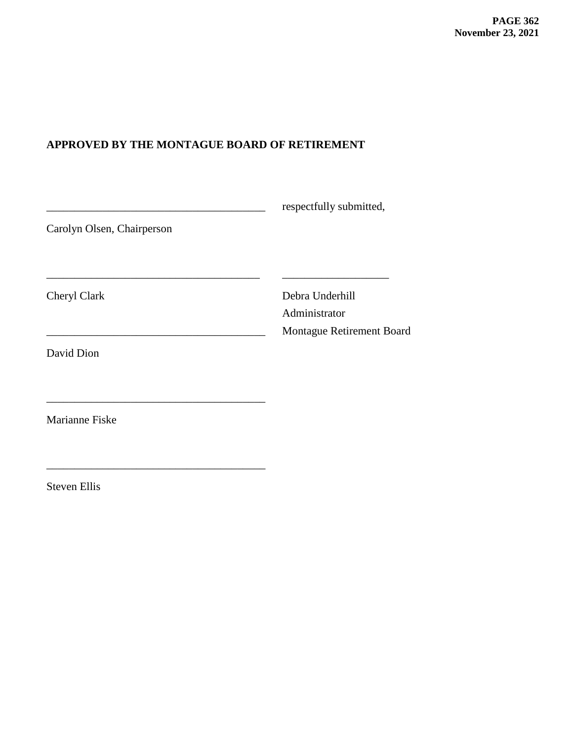**APPROVED BY THE MONTAGUE BOARD OF RETIREMENT**

_______________________________________ respectfully submitted,

Carolyn Olsen, Chairperson

_______________________________________ ___________________

Cheryl Clark

Debra Underhill
Administrator
Montague Retirement Board

_______________________________________

David Dion

_______________________________________

Marianne Fiske

_______________________________________

Steven Ellis